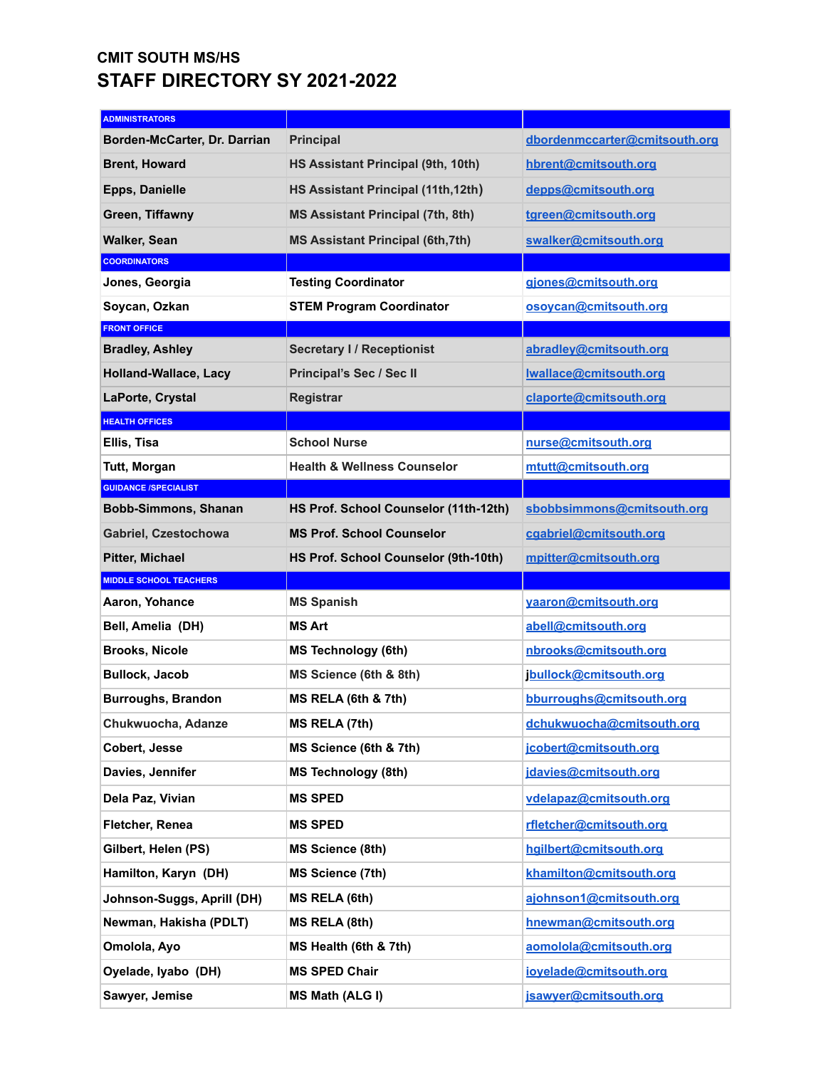### CMIT SOUTH MS/HS

## STAFF DIRECTORY SY 2021-2022

| ADMINISTRATORS | | |
|---|---|---|
| Borden-McCarter, Dr. Darrian | Principal | dbordenmccarter@cmitsouth.org |
| Brent, Howard | HS Assistant Principal (9th, 10th) | hbrent@cmitsouth.org |
| Epps, Danielle | HS Assistant Principal (11th,12th) | depps@cmitsouth.org |
| Green, Tiffawny | MS Assistant Principal (7th, 8th) | tgreen@cmitsouth.org |
| Walker, Sean | MS Assistant Principal (6th,7th) | swalker@cmitsouth.org |
| COORDINATORS | | |
| Jones, Georgia | Testing Coordinator | gjones@cmitsouth.org |
| Soycan, Ozkan | STEM Program Coordinator | osoycan@cmitsouth.org |
| FRONT OFFICE | | |
| Bradley, Ashley | Secretary I / Receptionist | abradley@cmitsouth.org |
| Holland-Wallace, Lacy | Principal's Sec / Sec II | lwallace@cmitsouth.org |
| LaPorte, Crystal | Registrar | claporte@cmitsouth.org |
| HEALTH OFFICES | | |
| Ellis, Tisa | School Nurse | nurse@cmitsouth.org |
| Tutt, Morgan | Health & Wellness Counselor | mtutt@cmitsouth.org |
| GUIDANCE /SPECIALIST | | |
| Bobb-Simmons, Shanan | HS Prof. School Counselor (11th-12th) | sbobbsimmons@cmitsouth.org |
| Gabriel, Czestochowa | MS Prof. School Counselor | cgabriel@cmitsouth.org |
| Pitter, Michael | HS Prof. School Counselor (9th-10th) | mpitter@cmitsouth.org |
| MIDDLE SCHOOL TEACHERS | | |
| Aaron, Yohance | MS Spanish | yaaron@cmitsouth.org |
| Bell, Amelia (DH) | MS Art | abell@cmitsouth.org |
| Brooks, Nicole | MS Technology (6th) | nbrooks@cmitsouth.org |
| Bullock, Jacob | MS Science (6th & 8th) | jbullock@cmitsouth.org |
| Burroughs, Brandon | MS RELA (6th & 7th) | bburroughs@cmitsouth.org |
| Chukwuocha, Adanze | MS RELA (7th) | dchukwuocha@cmitsouth.org |
| Cobert, Jesse | MS Science (6th & 7th) | jcobert@cmitsouth.org |
| Davies, Jennifer | MS Technology (8th) | jdavies@cmitsouth.org |
| Dela Paz, Vivian | MS SPED | vdelapaz@cmitsouth.org |
| Fletcher, Renea | MS SPED | rfletcher@cmitsouth.org |
| Gilbert, Helen (PS) | MS Science (8th) | hgilbert@cmitsouth.org |
| Hamilton, Karyn (DH) | MS Science (7th) | khamilton@cmitsouth.org |
| Johnson-Suggs, Aprill (DH) | MS RELA (6th) | ajohnson1@cmitsouth.org |
| Newman, Hakisha (PDLT) | MS RELA (8th) | hnewman@cmitsouth.org |
| Omolola, Ayo | MS Health (6th & 7th) | aomolola@cmitsouth.org |
| Oyelade, Iyabo (DH) | MS SPED Chair | ioyelade@cmitsouth.org |
| Sawyer, Jemise | MS Math (ALG I) | jsawyer@cmitsouth.org |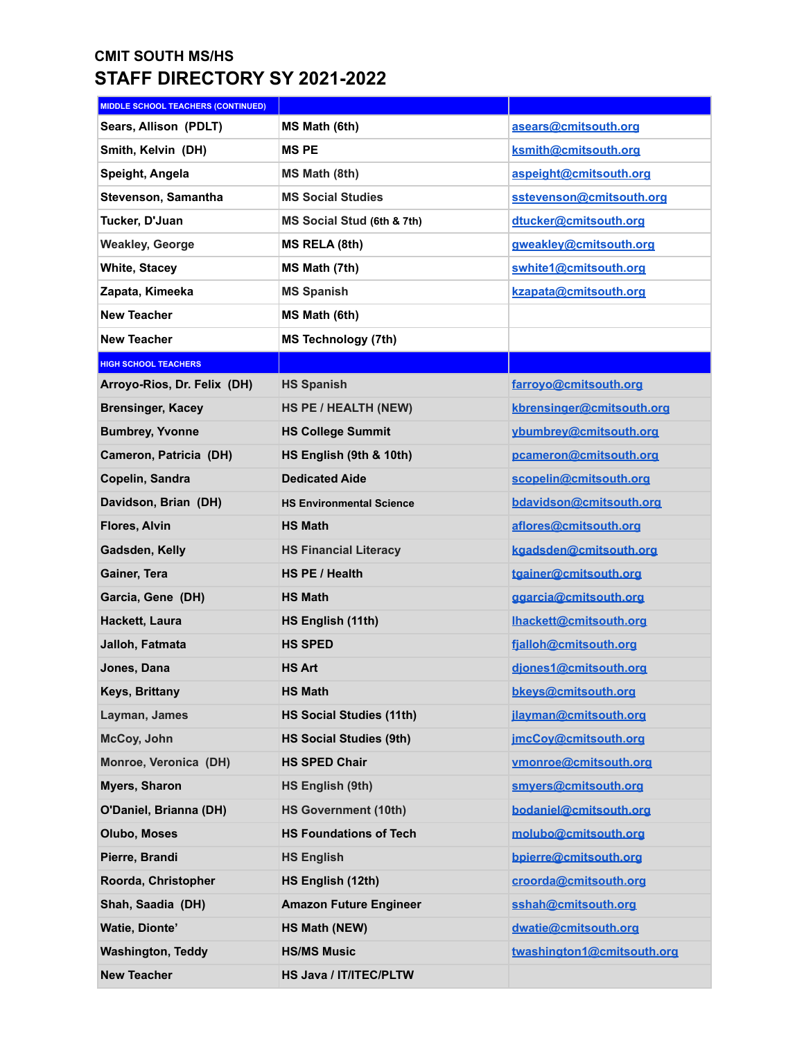CMIT SOUTH MS/HS

# STAFF DIRECTORY SY 2021-2022

| MIDDLE SCHOOL TEACHERS (CONTINUED) | | |
|---|---|---|
| Sears, Allison (PDLT) | MS Math (6th) | asears@cmitsouth.org |
| Smith, Kelvin (DH) | MS PE | ksmith@cmitsouth.org |
| Speight, Angela | MS Math (8th) | aspeight@cmitsouth.org |
| Stevenson, Samantha | MS Social Studies | sstevenson@cmitsouth.org |
| Tucker, D'Juan | MS Social Stud (6th & 7th) | dtucker@cmitsouth.org |
| Weakley, George | MS RELA (8th) | gweakley@cmitsouth.org |
| White, Stacey | MS Math (7th) | swhite1@cmitsouth.org |
| Zapata, Kimeeka | MS Spanish | kzapata@cmitsouth.org |
| New Teacher | MS Math (6th) | |
| New Teacher | MS Technology (7th) | |
| **HIGH SCHOOL TEACHERS** | | |
| Arroyo-Rios, Dr. Felix (DH) | HS Spanish | farroyo@cmitsouth.org |
| Brensinger, Kacey | HS PE / HEALTH (NEW) | kbrensinger@cmitsouth.org |
| Bumbrey, Yvonne | HS College Summit | ybumbrey@cmitsouth.org |
| Cameron, Patricia (DH) | HS English (9th & 10th) | pcameron@cmitsouth.org |
| Copelin, Sandra | Dedicated Aide | scopelin@cmitsouth.org |
| Davidson, Brian (DH) | HS Environmental Science | bdavidson@cmitsouth.org |
| Flores, Alvin | HS Math | aflores@cmitsouth.org |
| Gadsden, Kelly | HS Financial Literacy | kgadsden@cmitsouth.org |
| Gainer, Tera | HS PE / Health | tgainer@cmitsouth.org |
| Garcia, Gene (DH) | HS Math | ggarcia@cmitsouth.org |
| Hackett, Laura | HS English (11th) | lhackett@cmitsouth.org |
| Jalloh, Fatmata | HS SPED | fjalloh@cmitsouth.org |
| Jones, Dana | HS Art | djones1@cmitsouth.org |
| Keys, Brittany | HS Math | bkeys@cmitsouth.org |
| Layman, James | HS Social Studies (11th) | jlayman@cmitsouth.org |
| McCoy, John | HS Social Studies (9th) | jmcCoy@cmitsouth.org |
| Monroe, Veronica (DH) | HS SPED Chair | vmonroe@cmitsouth.org |
| Myers, Sharon | HS English (9th) | smyers@cmitsouth.org |
| O'Daniel, Brianna (DH) | HS Government (10th) | bodaniel@cmitsouth.org |
| Olubo, Moses | HS Foundations of Tech | molubo@cmitsouth.org |
| Pierre, Brandi | HS English | bpierre@cmitsouth.org |
| Roorda, Christopher | HS English (12th) | croorda@cmitsouth.org |
| Shah, Saadia (DH) | Amazon Future Engineer | sshah@cmitsouth.org |
| Watie, Dionte' | HS Math (NEW) | dwatie@cmitsouth.org |
| Washington, Teddy | HS/MS Music | twashington1@cmitsouth.org |
| New Teacher | HS Java / IT/ITEC/PLTW | |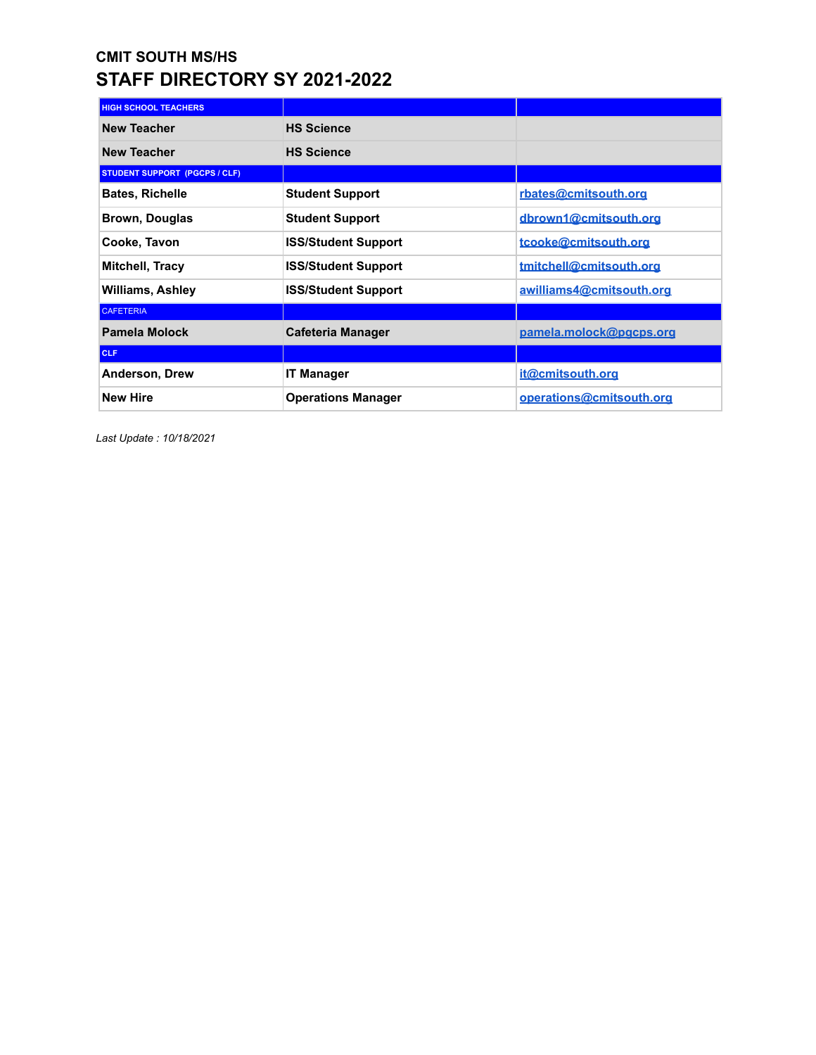CMIT SOUTH MS/HS

# STAFF DIRECTORY SY 2021-2022

| | | |
|---|---|---|
| HIGH SCHOOL TEACHERS | | |
| New Teacher | HS Science | |
| New Teacher | HS Science | |
| STUDENT SUPPORT (PGCPS / CLF) | | |
| Bates, Richelle | Student Support | rbates@cmitsouth.org |
| Brown, Douglas | Student Support | dbrown1@cmitsouth.org |
| Cooke, Tavon | ISS/Student Support | tcooke@cmitsouth.org |
| Mitchell, Tracy | ISS/Student Support | tmitchell@cmitsouth.org |
| Williams, Ashley | ISS/Student Support | awilliams4@cmitsouth.org |
| CAFETERIA | | |
| Pamela Molock | Cafeteria Manager | pamela.molock@pgcps.org |
| CLF | | |
| Anderson, Drew | IT Manager | it@cmitsouth.org |
| New Hire | Operations Manager | operations@cmitsouth.org |

*Last Update : 10/18/2021*